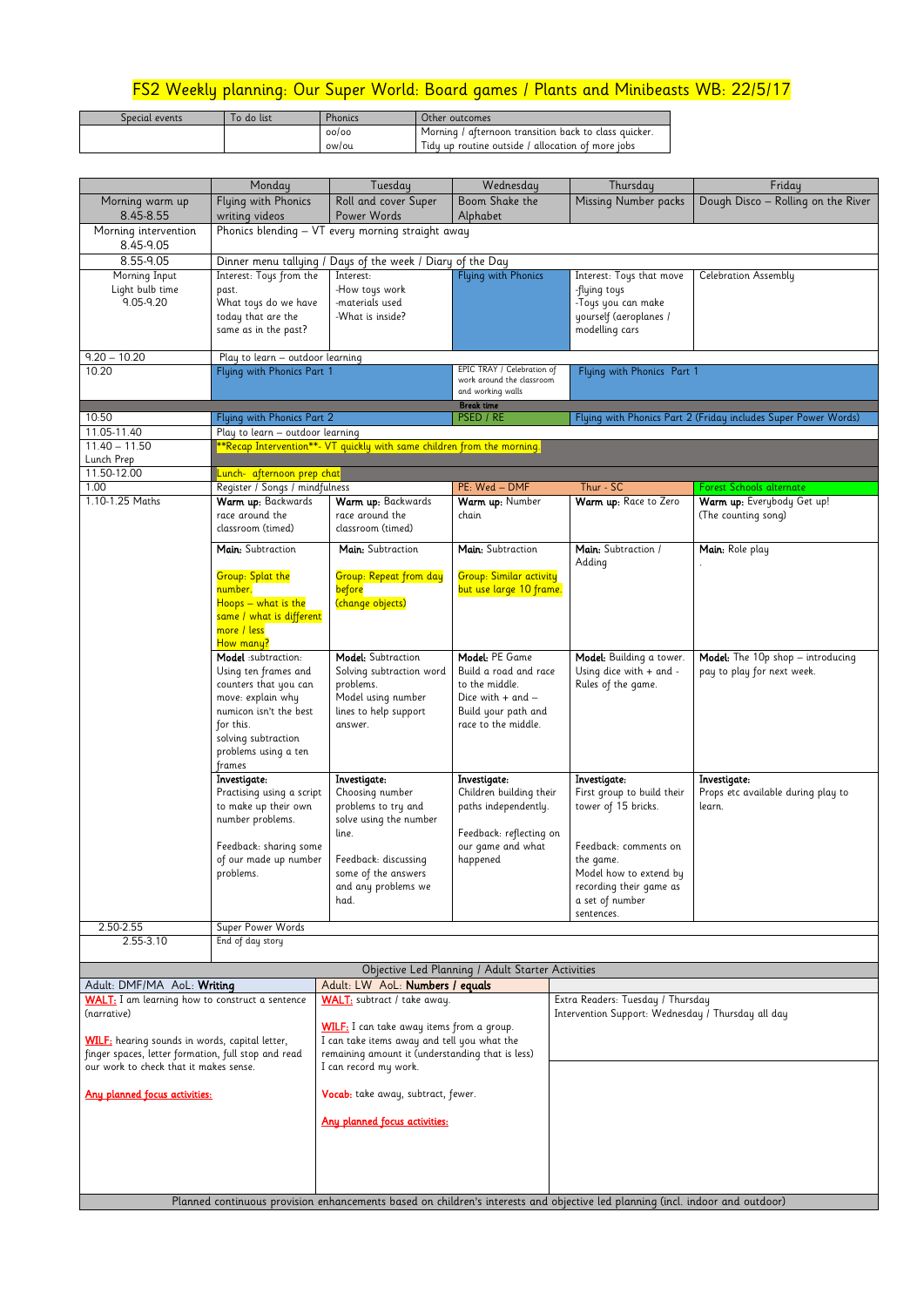# FS2 Weekly planning: Our Super World: Board games / Plants and Minibeasts WB: 22/5/17

| Special events | To do list | Phonics | Other outcomes |
|---|---|---|---|
| | | oo/oo<br>ow/ou | Morning / afternoon transition back to class quicker.<br>Tidy up routine outside / allocation of more jobs |

| | Monday | Tuesday | Wednesday | Thursday | Friday |
|---|---|---|---|---|---|
| Morning warm up 8.45-8.55 | Flying with Phonics writing videos | Roll and cover Super Power Words | Boom Shake the Alphabet | Missing Number packs | Dough Disco – Rolling on the River |
| Morning intervention 8.45-9.05 | Phonics blending – VT every morning straight away | | | | |
| 8.55-9.05 | Dinner menu tallying / Days of the week / Diary of the Day | | | | |
| Morning Input Light bulb time 9.05-9.20 | Interest: Toys from the past.<br>What toys do we have today that are the same as in the past? | Interest:<br>-How toys work<br>-materials used<br>-What is inside? | Flying with Phonics | Interest: Toys that move<br>-flying toys<br>-Toys you can make yourself (aeroplanes / modelling cars | Celebration Assembly |
| 9.20 – 10.20 | Play to learn – outdoor learning | | | | |
| 10.20 | Flying with Phonics Part 1 | | EPIC TRAY / Celebration of work around the classroom and working walls | Flying with Phonics Part 1 | |
| | | | Break time | | |
| 10:50 | Flying with Phonics Part 2 | | PSED / RE | Flying with Phonics Part 2 (Friday includes Super Power Words) | |
| 11.05-11.40 | Play to learn – outdoor learning | | | | |
| 11.40 – 11.50 Lunch Prep | **Recap Intervention** - VT quickly with same children from the morning. | | | | |
| 11.50-12.00 | Lunch- afternoon prep chat | | | | |
| 1.00 | Register / Songs / mindfulness | | PE: Wed – DMF | Thur - SC | Forest Schools alternate |
| 1.10-1.25 Maths | **Warm up:** Backwards race around the classroom (timed) | **Warm up:** Backwards race around the classroom (timed) | **Warm up:** Number chain | **Warm up:** Race to Zero | **Warm up:** Everybody Get up! (The counting song) |
| | **Main:** Subtraction<br><br>Group: Splat the number.<br>Hoops – what is the same / what is different more / less<br>How many? | **Main:** Subtraction<br><br>Group: Repeat from day before<br>(change objects) | **Main:** Subtraction<br><br>Group: Similar activity but use large 10 frame. | **Main:** Subtraction / Adding | **Main:** Role play<br>. |
| | **Model** :subtraction:<br>Using ten frames and counters that you can move: explain why numicon isn't the best for this.<br>solving subtraction problems using a ten frames | **Model:** Subtraction<br>Solving subtraction word problems.<br>Model using number lines to help support answer. | **Model:** PE Game<br>Build a road and race to the middle.<br>Dice with + and –<br>Build your path and race to the middle. | **Model:** Building a tower.<br>Using dice with + and -<br>Rules of the game. | **Model:** The 10p shop – introducing pay to play for next week. |
| | **Investigate:**<br>Practising using a script to make up their own number problems.<br><br>Feedback: sharing some of our made up number problems. | **Investigate:**<br>Choosing number problems to try and solve using the number line.<br><br>Feedback: discussing some of the answers and any problems we had. | **Investigate:**<br>Children building their paths independently.<br><br>Feedback: reflecting on our game and what happened | **Investigate:**<br>First group to build their tower of 15 bricks.<br><br>Feedback: comments on the game.<br>Model how to extend by recording their game as a set of number sentences. | **Investigate:**<br>Props etc available during play to learn. |
| 2.50-2.55 | Super Power Words | | | | |
| 2.55-3.10 | End of day story | | | | |

## Objective Led Planning / Adult Starter Activities

| Adult: DMF/MA AoL: **Writing** | Adult: LW AoL: **Numbers / equals** | |
|---|---|---|
| **WALT:** I am learning how to construct a sentence (narrative)<br><br>**WILF:** hearing sounds in words, capital letter, finger spaces, letter formation, full stop and read our work to check that it makes sense.<br><br>**Any planned focus activities:** | **WALT:** subtract / take away.<br><br>**WILF:** I can take away items from a group.<br>I can take items away and tell you what the remaining amount it (understanding that is less)<br>I can record my work.<br><br>**Vocab:** take away, subtract, fewer.<br><br>**Any planned focus activities:** | Extra Readers: Tuesday / Thursday<br>Intervention Support: Wednesday / Thursday all day |

Planned continuous provision enhancements based on children's interests and objective led planning (incl. indoor and outdoor)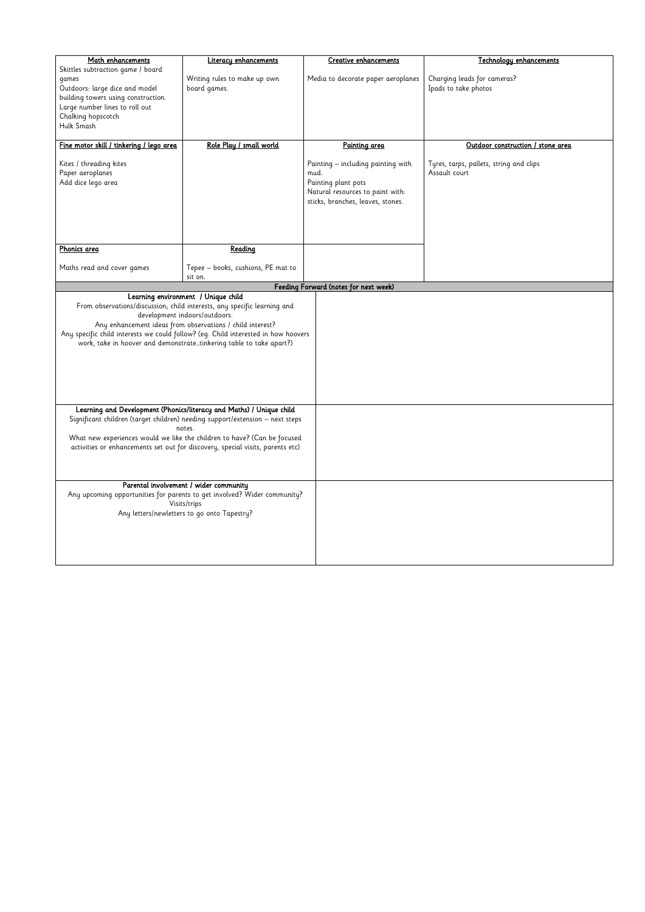| Math enhancements | Literacy enhancements | Creative enhancements | Technology enhancements |
|---|---|---|---|
| Skittles subtraction game / board games<br>Outdoors: large dice and model building towers using construction.<br>Large number lines to roll out<br>Chalking hopscotch<br>Hulk Smash | Writing rules to make up own board games. | Media to decorate paper aeroplanes | Charging leads for cameras?<br>Ipads to take photos |
| **Fine motor skill / tinkering / lego area** | **Role Play / small world** | **Painting area** | **Outdoor construction / stone area** |
| Kites / threading kites<br>Paper aeroplanes<br>Add dice lego area | | Painting – including painting with mud.<br>Painting plant pots<br>Natural resources to paint with: sticks, branches, leaves, stones. | Tyres, tarps, pallets, string and clips<br>Assault court |
| **Phonics area** | **Reading** | | |
| Maths read and cover games | Tepee – books, cushions, PE mat to sit on. | | |

**Feeding Forward (notes for next week)**

| | |
|---|---|
| **Learning environment / Unique child**<br>From observations/discussion; child interests, any specific learning and development indoors/outdoors.<br>Any enhancement ideas from observations / child interest?<br>Any specific child interests we could follow? (eg. Child interested in how hoovers work, take in hoover and demonstrate…tinkering table to take apart?) | |
| **Learning and Development (Phonics/literacy and Maths) / Unique child**<br>Significant children (target children) needing support/extension – next steps notes.<br>What new experiences would we like the children to have? (Can be focused activities or enhancements set out for discovery, special visits, parents etc) | |
| **Parental involvement / wider community**<br>Any upcoming opportunities for parents to get involved? Wider community?<br>Visits/trips<br>Any letters/newletters to go onto Tapestry? | |